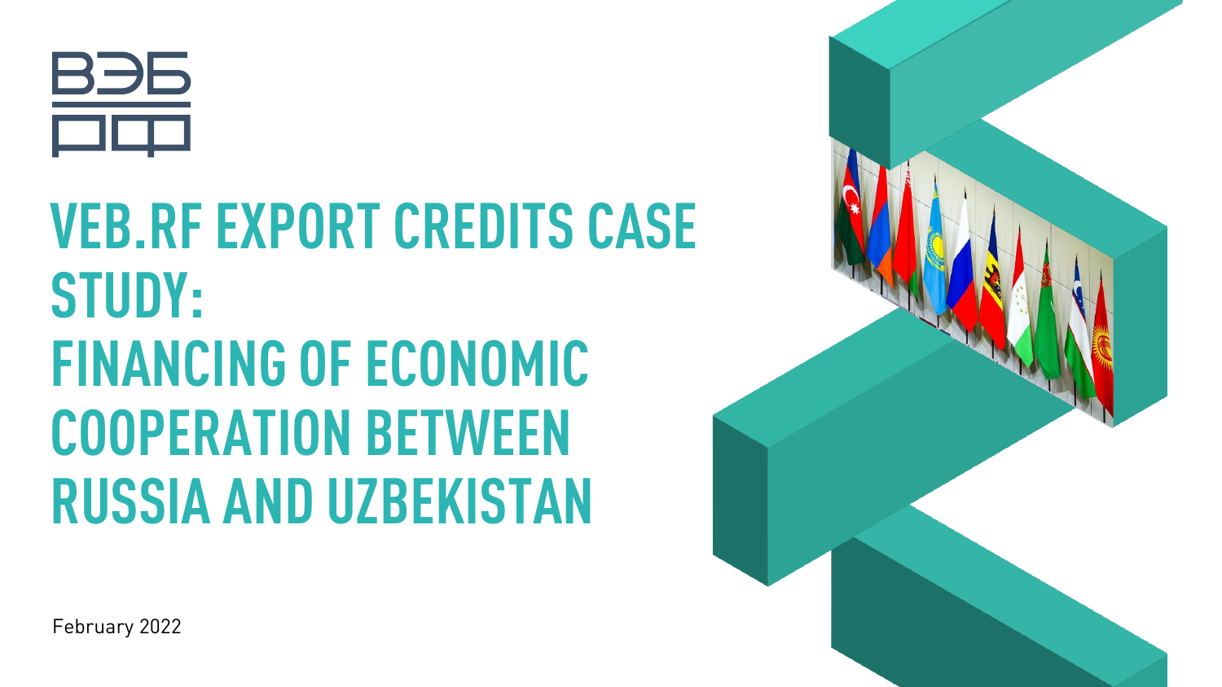ВЭБ
РФ

# VEB.RF EXPORT CREDITS CASE STUDY: FINANCING OF ECONOMIC COOPERATION BETWEEN RUSSIA AND UZBEKISTAN

February 2022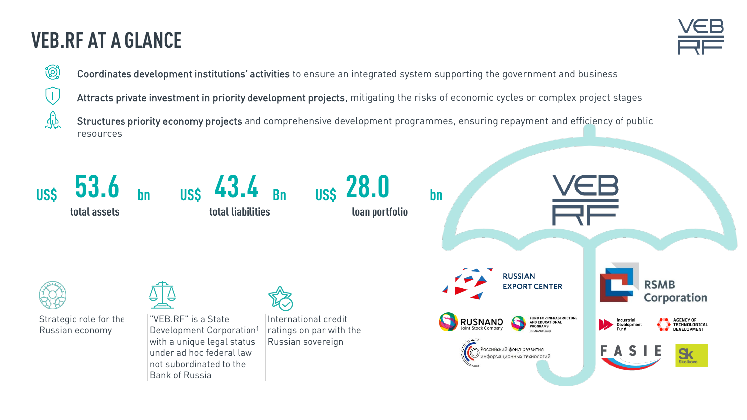# VEB.RF AT A GLANCE

**Coordinates development institutions' activities** to ensure an integrated system supporting the government and business

**Attracts private investment in priority development projects**, mitigating the risks of economic cycles or complex project stages

**Structures priority economy projects** and comprehensive development programmes, ensuring repayment and efficiency of public resources

US$ **53.6** bn total assets

US$ **43.4** Bn total liabilities

US$ **28.0** bn loan portfolio

Strategic role for the Russian economy

"VEB.RF" is a State Development Corporation[1] with a unique legal status under ad hoc federal law not subordinated to the Bank of Russia

International credit ratings on par with the Russian sovereign

VEB.RF

Russian Export Center

RSMB Corporation

RUSNANO Joint Stock Company

Fund for Infrastructure and Educational Programs RUSNANO Group

Industrial Development Fund

Agency of Technological Development

Российский фонд развития информационных технологий

FASIE

Skolkovo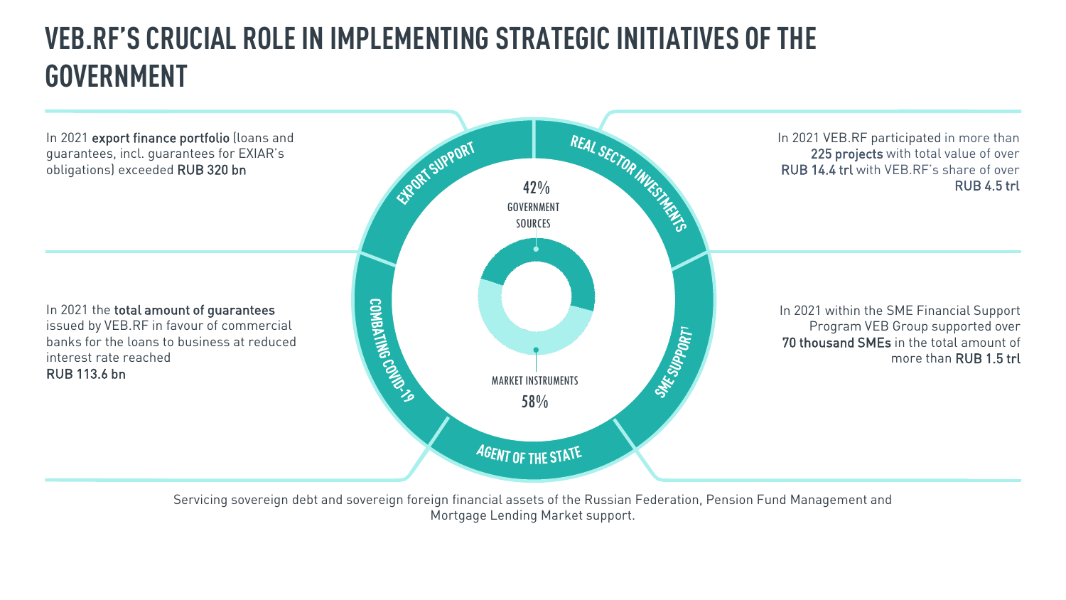# VEB.RF'S CRUCIAL ROLE IN IMPLEMENTING STRATEGIC INITIATIVES OF THE GOVERNMENT

**EXPORT SUPPORT**

In 2021 **export finance portfolio** (loans and guarantees, incl. guarantees for EXIAR's obligations) exceeded **RUB 320 bn**

**REAL SECTOR INVESTMENTS**

In 2021 VEB.RF participated in more than **225 projects** with total value of over **RUB 14.4 trl** with VEB.RF's share of over **RUB 4.5 trl**

**COMBATING COVID-19**

In 2021 the **total amount of guarantees** issued by VEB.RF in favour of commercial banks for the loans to business at reduced interest rate reached **RUB 113.6 bn**

**SME SUPPORT**[1]

In 2021 within the SME Financial Support Program VEB Group supported over **70 thousand SMEs** in the total amount of more than **RUB 1.5 trl**

**AGENT OF THE STATE**

Servicing sovereign debt and sovereign foreign financial assets of the Russian Federation, Pension Fund Management and Mortgage Lending Market support.

42% GOVERNMENT SOURCES

MARKET INSTRUMENTS 58%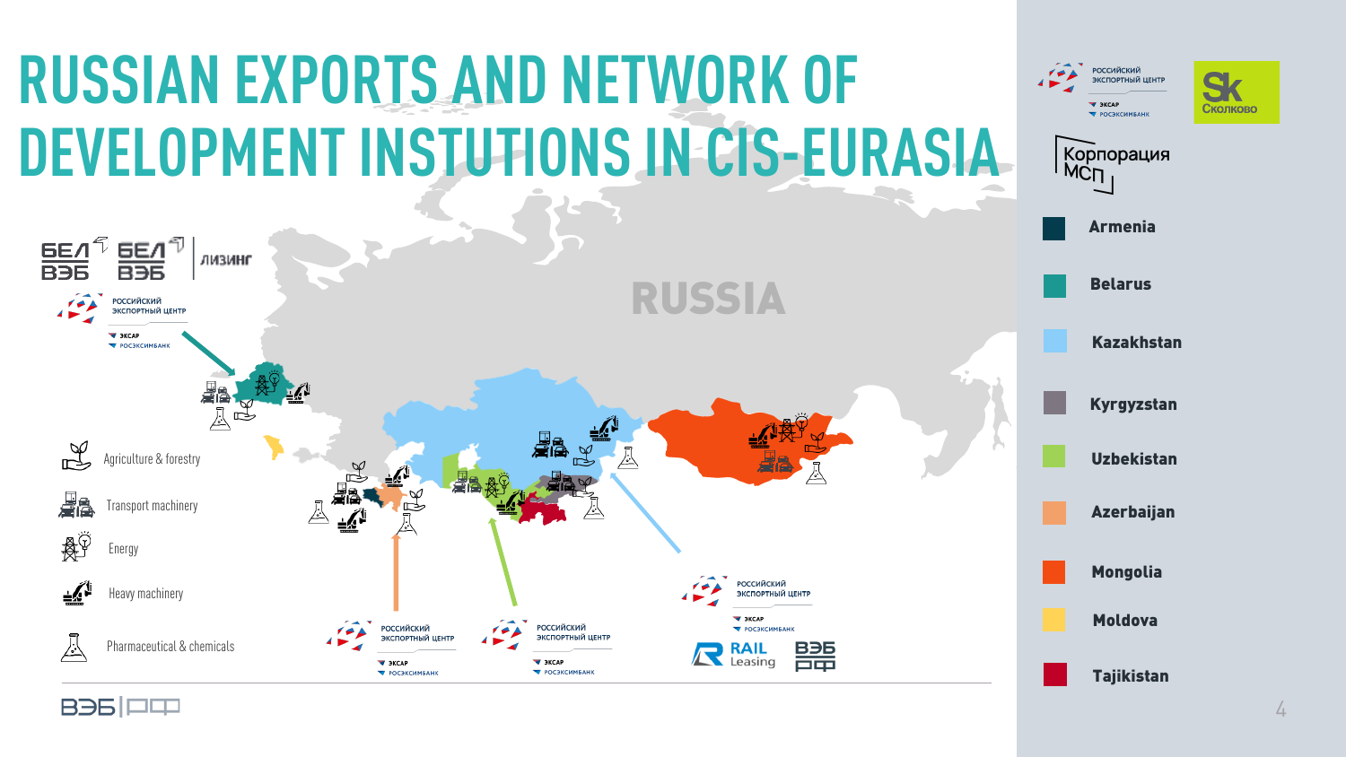# RUSSIAN EXPORTS AND NETWORK OF DEVELOPMENT INSTUTIONS IN CIS-EURASIA

RUSSIA

БЕЛ ВЭБ | БЕЛ ВЭБ ЛИЗИНГ

РОССИЙСКИЙ ЭКСПОРТНЫЙ ЦЕНТР
ЭКСАР
РОСЭКСИМБАНК

- Agriculture & forestry
- Transport machinery
- Energy
- Heavy machinery
- Pharmaceutical & chemicals

РОССИЙСКИЙ ЭКСПОРТНЫЙ ЦЕНТР
ЭКСАР
РОСЭКСИМБАНК

РОССИЙСКИЙ ЭКСПОРТНЫЙ ЦЕНТР
ЭКСАР
РОСЭКСИМБАНК

РОССИЙСКИЙ ЭКСПОРТНЫЙ ЦЕНТР
ЭКСАР
РОСЭКСИМБАНК
RAIL Leasing
ВЭБ РФ

РОССИЙСКИЙ ЭКСПОРТНЫЙ ЦЕНТР
ЭКСАР
РОСЭКСИМБАНК

Sk Сколково

Корпорация МСП

- Armenia
- Belarus
- Kazakhstan
- Kyrgyzstan
- Uzbekistan
- Azerbaijan
- Mongolia
- Moldova
- Tajikistan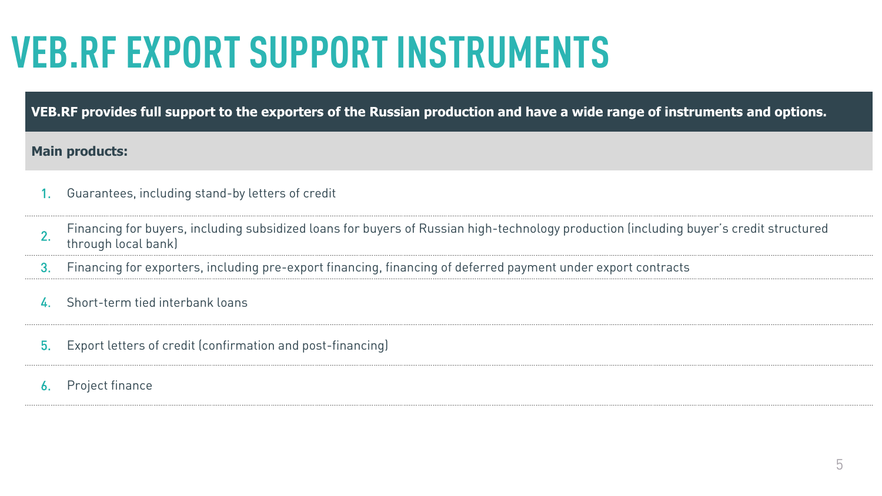# VEB.RF EXPORT SUPPORT INSTRUMENTS

**VEB.RF provides full support to the exporters of the Russian production and have a wide range of instruments and options.**

**Main products:**

1. Guarantees, including stand-by letters of credit
2. Financing for buyers, including subsidized loans for buyers of Russian high-technology production (including buyer's credit structured through local bank)
3. Financing for exporters, including pre-export financing, financing of deferred payment under export contracts
4. Short-term tied interbank loans
5. Export letters of credit (confirmation and post-financing)
6. Project finance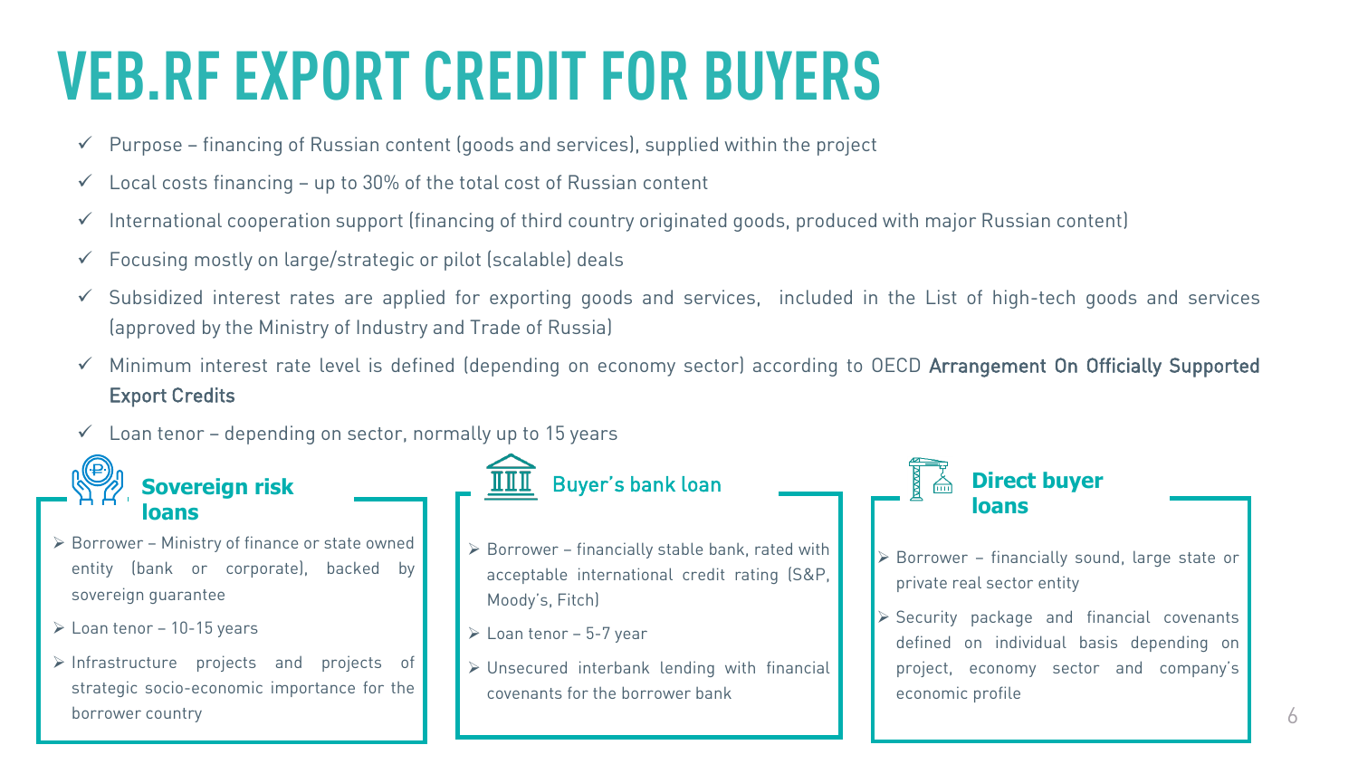# VEB.RF EXPORT CREDIT FOR BUYERS

- ✓ Purpose – financing of Russian content (goods and services), supplied within the project
- ✓ Local costs financing – up to 30% of the total cost of Russian content
- ✓ International cooperation support (financing of third country originated goods, produced with major Russian content)
- ✓ Focusing mostly on large/strategic or pilot (scalable) deals
- ✓ Subsidized interest rates are applied for exporting goods and services, included in the List of high-tech goods and services (approved by the Ministry of Industry and Trade of Russia)
- ✓ Minimum interest rate level is defined (depending on economy sector) according to OECD **Arrangement On Officially Supported Export Credits**
- ✓ Loan tenor – depending on sector, normally up to 15 years

## Sovereign risk loans

- ➢ Borrower – Ministry of finance or state owned entity (bank or corporate), backed by sovereign guarantee
- ➢ Loan tenor – 10-15 years
- ➢ Infrastructure projects and projects of strategic socio-economic importance for the borrower country

## Buyer's bank loan

- ➢ Borrower – financially stable bank, rated with acceptable international credit rating (S&P, Moody's, Fitch)
- ➢ Loan tenor – 5-7 year
- ➢ Unsecured interbank lending with financial covenants for the borrower bank

## Direct buyer loans

- ➢ Borrower – financially sound, large state or private real sector entity
- ➢ Security package and financial covenants defined on individual basis depending on project, economy sector and company's economic profile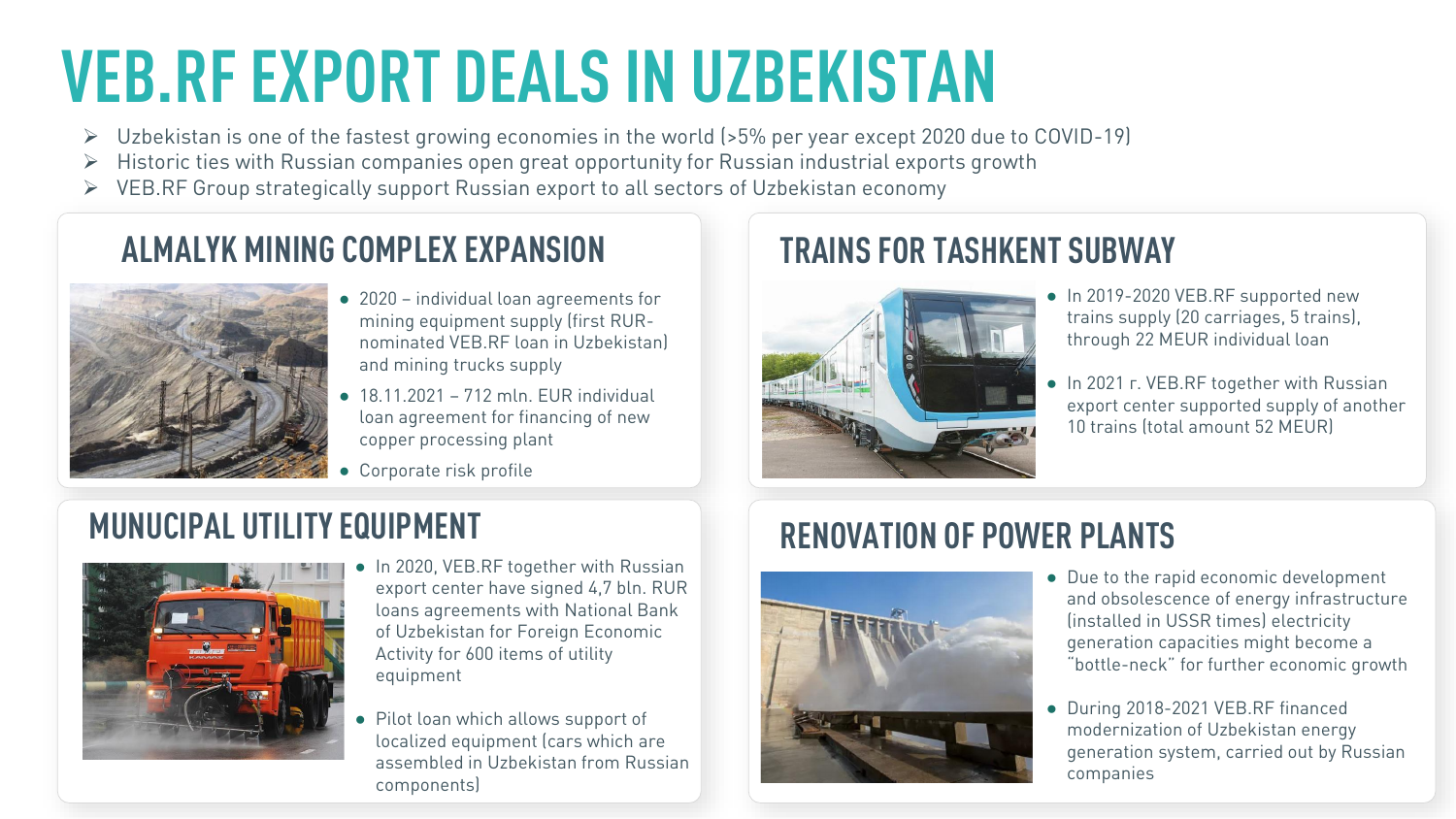# VEB.RF EXPORT DEALS IN UZBEKISTAN

- Uzbekistan is one of the fastest growing economies in the world (>5% per year except 2020 due to COVID-19)
- Historic ties with Russian companies open great opportunity for Russian industrial exports growth
- VEB.RF Group strategically support Russian export to all sectors of Uzbekistan economy

## ALMALYK MINING COMPLEX EXPANSION

- 2020 – individual loan agreements for mining equipment supply (first RUR-nominated VEB.RF loan in Uzbekistan) and mining trucks supply
- 18.11.2021 – 712 mln. EUR individual loan agreement for financing of new copper processing plant
- Corporate risk profile

## TRAINS FOR TASHKENT SUBWAY

- In 2019-2020 VEB.RF supported new trains supply (20 carriages, 5 trains), through 22 MEUR individual loan
- In 2021 г. VEB.RF together with Russian export center supported supply of another 10 trains (total amount 52 MEUR)

## MUNUCIPAL UTILITY EQUIPMENT

- In 2020, VEB.RF together with Russian export center have signed 4,7 bln. RUR loans agreements with National Bank of Uzbekistan for Foreign Economic Activity for 600 items of utility equipment
- Pilot loan which allows support of localized equipment (cars which are assembled in Uzbekistan from Russian components)

## RENOVATION OF POWER PLANTS

- Due to the rapid economic development and obsolescence of energy infrastructure (installed in USSR times) electricity generation capacities might become a "bottle-neck" for further economic growth
- During 2018-2021 VEB.RF financed modernization of Uzbekistan energy generation system, carried out by Russian companies